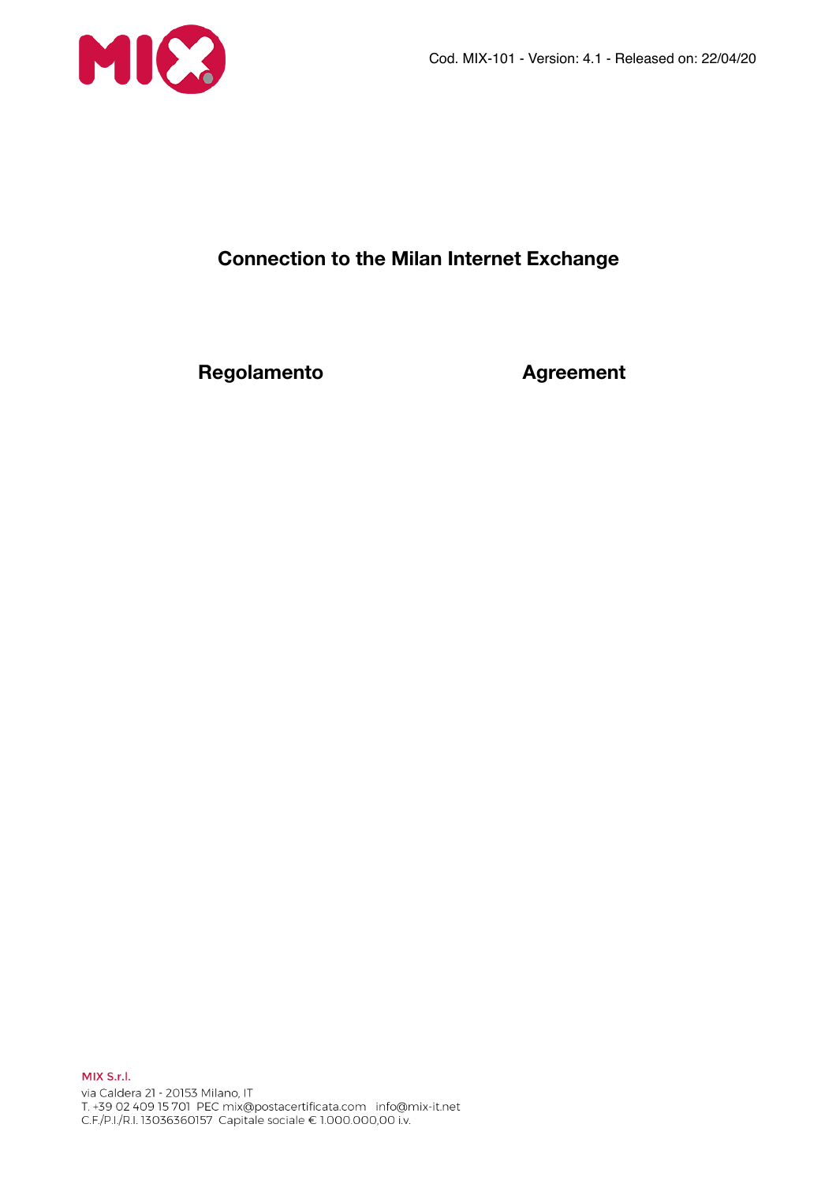Cod. MIX-101 - Version: 4.1 - Released on: 22/04/20

# Connection to the Milan Internet Exchange

| Regolamento | Agreement |
| --- | --- |

MIX S.r.l.
via Caldera 21 - 20153 Milano, IT
T. +39 02 409 15 701 PEC mix@postacertificata.com info@mix-it.net
C.F./P.I./R.I. 13036360157 Capitale sociale € 1.000.000,00 i.v.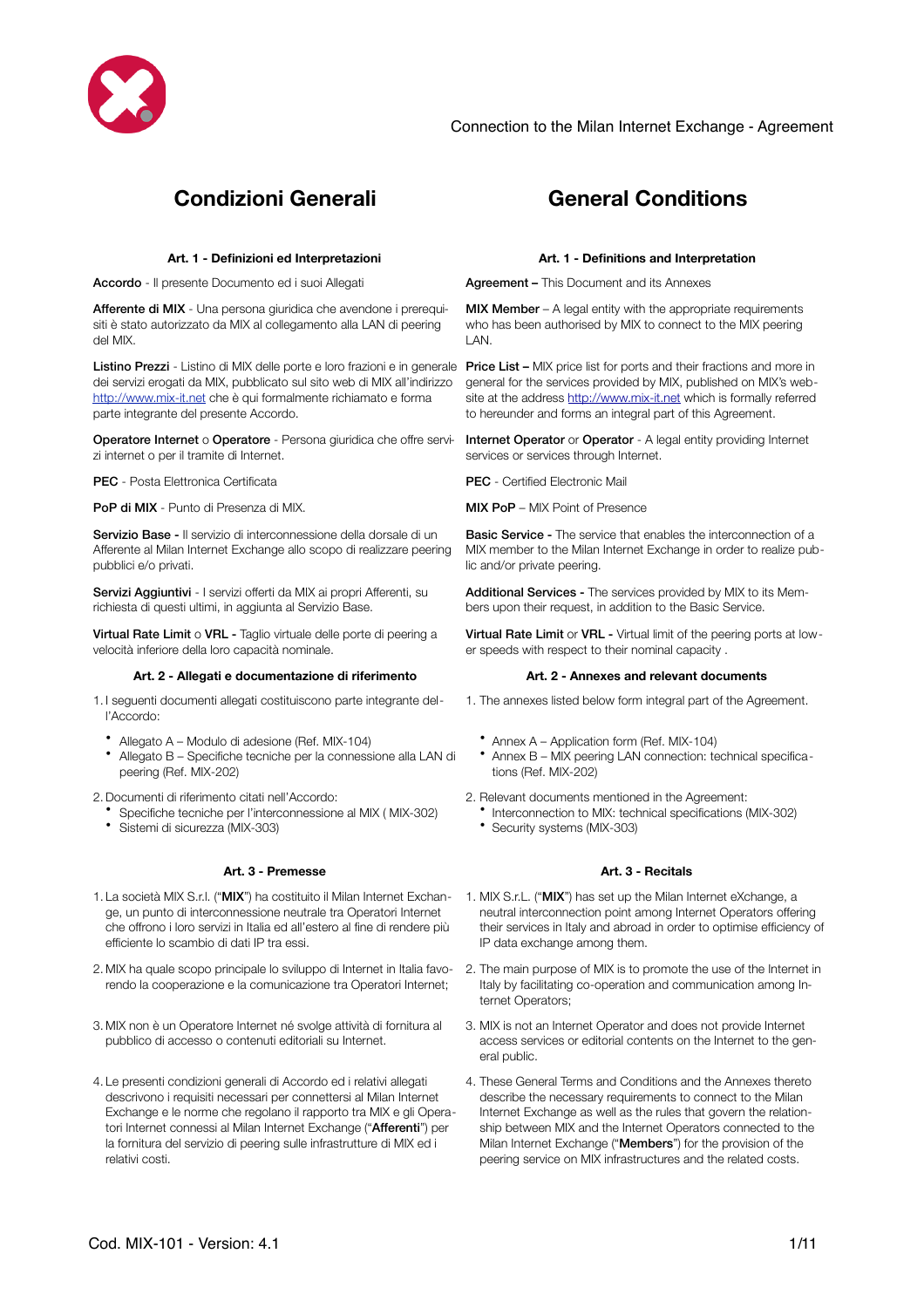## Condizioni Generali

### Art. 1 - Definizioni ed Interpretazioni

**Accordo** - Il presente Documento ed i suoi Allegati

**Afferente di MIX** - Una persona giuridica che avendone i prerequisiti è stato autorizzato da MIX al collegamento alla LAN di peering del MIX.

**Listino Prezzi** - Listino di MIX delle porte e loro frazioni e in generale dei servizi erogati da MIX, pubblicato sul sito web di MIX all'indirizzo http://www.mix-it.net che è qui formalmente richiamato e forma parte integrante del presente Accordo.

**Operatore Internet** o **Operatore** - Persona giuridica che offre servizi internet o per il tramite di Internet.

**PEC** - Posta Elettronica Certificata

**PoP di MIX** - Punto di Presenza di MIX.

**Servizio Base -** Il servizio di interconnessione della dorsale di un Afferente al Milan Internet Exchange allo scopo di realizzare peering pubblici e/o privati.

**Servizi Aggiuntivi** - I servizi offerti da MIX ai propri Afferenti, su richiesta di questi ultimi, in aggiunta al Servizio Base.

**Virtual Rate Limit** o **VRL** - Taglio virtuale delle porte di peering a velocità inferiore della loro capacità nominale.

### Art. 2 - Allegati e documentazione di riferimento

1. I seguenti documenti allegati costituiscono parte integrante dell'Accordo:
   - Allegato A – Modulo di adesione (Ref. MIX-104)
   - Allegato B – Specifiche tecniche per la connessione alla LAN di peering (Ref. MIX-202)
2. Documenti di riferimento citati nell'Accordo:
   - Specifiche tecniche per l'interconnessione al MIX ( MIX-302)
   - Sistemi di sicurezza (MIX-303)

### Art. 3 - Premesse

1. La società MIX S.r.l. ("**MIX**") ha costituito il Milan Internet Exchange, un punto di interconnessione neutrale tra Operatori Internet che offrono i loro servizi in Italia ed all'estero al fine di rendere più efficiente lo scambio di dati IP tra essi.
2. MIX ha quale scopo principale lo sviluppo di Internet in Italia favorendo la cooperazione e la comunicazione tra Operatori Internet;
3. MIX non è un Operatore Internet né svolge attività di fornitura al pubblico di accesso o contenuti editoriali su Internet.
4. Le presenti condizioni generali di Accordo ed i relativi allegati descrivono i requisiti necessari per connettersi al Milan Internet Exchange e le norme che regolano il rapporto tra MIX e gli Operatori Internet connessi al Milan Internet Exchange ("**Afferenti**") per la fornitura del servizio di peering sulle infrastrutture di MIX ed i relativi costi.

## General Conditions

### Art. 1 - Definitions and Interpretation

**Agreement –** This Document and its Annexes

**MIX Member** – A legal entity with the appropriate requirements who has been authorised by MIX to connect to the MIX peering LAN.

**Price List –** MIX price list for ports and their fractions and more in general for the services provided by MIX, published on MIX's website at the address http://www.mix-it.net which is formally referred to hereunder and forms an integral part of this Agreement.

**Internet Operator** or **Operator** - A legal entity providing Internet services or services through Internet.

**PEC** - Certified Electronic Mail

**MIX PoP** – MIX Point of Presence

**Basic Service -** The service that enables the interconnection of a MIX member to the Milan Internet Exchange in order to realize public and/or private peering.

**Additional Services** - The services provided by MIX to its Members upon their request, in addition to the Basic Service.

**Virtual Rate Limit** or **VRL -** Virtual limit of the peering ports at lower speeds with respect to their nominal capacity .

### Art. 2 - Annexes and relevant documents

1. The annexes listed below form integral part of the Agreement.
   - Annex A – Application form (Ref. MIX-104)
   - Annex B – MIX peering LAN connection: technical specifications (Ref. MIX-202)
2. Relevant documents mentioned in the Agreement:
   - Interconnection to MIX: technical specifications (MIX-302)
   - Security systems (MIX-303)

### Art. 3 - Recitals

1. MIX S.r.L. ("**MIX**") has set up the Milan Internet eXchange, a neutral interconnection point among Internet Operators offering their services in Italy and abroad in order to optimise efficiency of IP data exchange among them.
2. The main purpose of MIX is to promote the use of the Internet in Italy by facilitating co-operation and communication among Internet Operators;
3. MIX is not an Internet Operator and does not provide Internet access services or editorial contents on the Internet to the general public.
4. These General Terms and Conditions and the Annexes thereto describe the necessary requirements to connect to the Milan Internet Exchange as well as the rules that govern the relationship between MIX and the Internet Operators connected to the Milan Internet Exchange ("**Members**") for the provision of the peering service on MIX infrastructures and the related costs.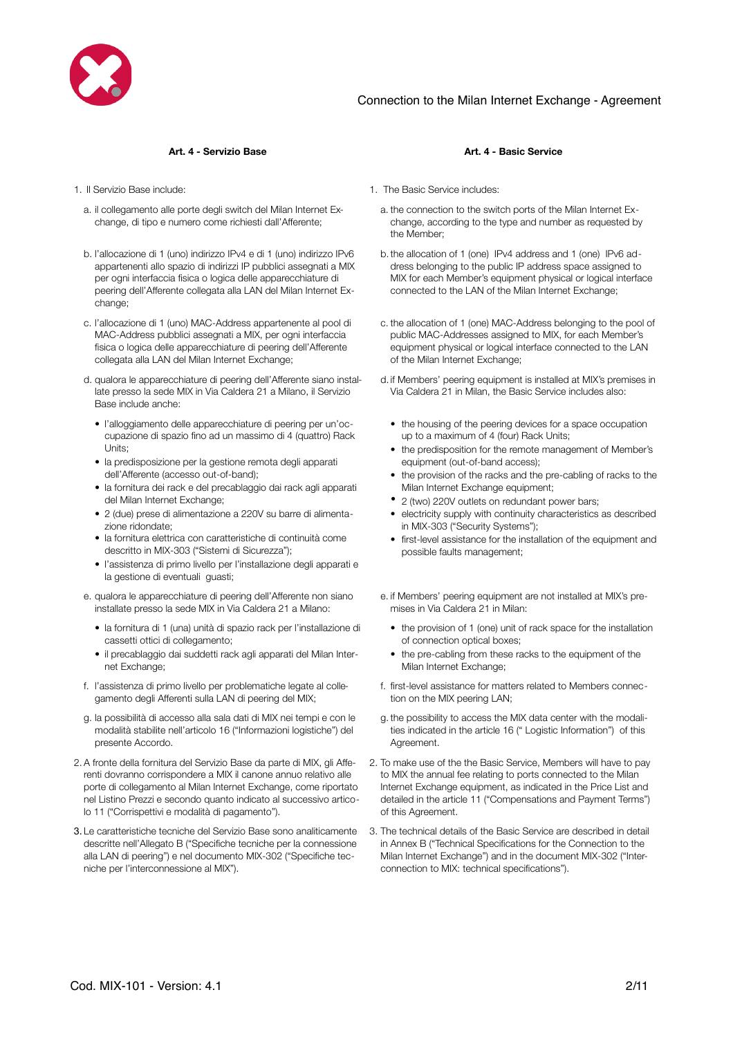**Art. 4 - Servizio Base**

1. Il Servizio Base include:

   a. il collegamento alle porte degli switch del Milan Internet Exchange, di tipo e numero come richiesti dall'Afferente;

   b. l'allocazione di 1 (uno) indirizzo IPv4 e di 1 (uno) indirizzo IPv6 appartenenti allo spazio di indirizzi IP pubblici assegnati a MIX per ogni interfaccia fisica o logica delle apparecchiature di peering dell'Afferente collegata alla LAN del Milan Internet Exchange;

   c. l'allocazione di 1 (uno) MAC-Address appartenente al pool di MAC-Address pubblici assegnati a MIX, per ogni interfaccia fisica o logica delle apparecchiature di peering dell'Afferente collegata alla LAN del Milan Internet Exchange;

   d. qualora le apparecchiature di peering dell'Afferente siano installate presso la sede MIX in Via Caldera 21 a Milano, il Servizio Base include anche:

      - l'alloggiamento delle apparecchiature di peering per un'occupazione di spazio fino ad un massimo di 4 (quattro) Rack Units;
      - la predisposizione per la gestione remota degli apparati dell'Afferente (accesso out-of-band);
      - la fornitura dei rack e del precablaggio dai rack agli apparati del Milan Internet Exchange;
      - 2 (due) prese di alimentazione a 220V su barre di alimentazione ridondate;
      - la fornitura elettrica con caratteristiche di continuità come descritto in MIX-303 ("Sistemi di Sicurezza");
      - l'assistenza di primo livello per l'installazione degli apparati e la gestione di eventuali guasti;

   e. qualora le apparecchiature di peering dell'Afferente non siano installate presso la sede MIX in Via Caldera 21 a Milano:

      - la fornitura di 1 (una) unità di spazio rack per l'installazione di cassetti ottici di collegamento;
      - il precablaggio dai suddetti rack agli apparati del Milan Internet Exchange;

   f. l'assistenza di primo livello per problematiche legate al collegamento degli Afferenti sulla LAN di peering del MIX;

   g. la possibilità di accesso alla sala dati di MIX nei tempi e con le modalità stabilite nell'articolo 16 ("Informazioni logistiche") del presente Accordo.

2. A fronte della fornitura del Servizio Base da parte di MIX, gli Afferenti dovranno corrispondere a MIX il canone annuo relativo alle porte di collegamento al Milan Internet Exchange, come riportato nel Listino Prezzi e secondo quanto indicato al successivo articolo 11 ("Corrispettivi e modalità di pagamento").

3. Le caratteristiche tecniche del Servizio Base sono analiticamente descritte nell'Allegato B ("Specifiche tecniche per la connessione alla LAN di peering") e nel documento MIX-302 ("Specifiche tecniche per l'interconnessione al MIX").

**Art. 4 - Basic Service**

1. The Basic Service includes:

   a. the connection to the switch ports of the Milan Internet Exchange, according to the type and number as requested by the Member;

   b. the allocation of 1 (one) IPv4 address and 1 (one) IPv6 address belonging to the public IP address space assigned to MIX for each Member's equipment physical or logical interface connected to the LAN of the Milan Internet Exchange;

   c. the allocation of 1 (one) MAC-Address belonging to the pool of public MAC-Addresses assigned to MIX, for each Member's equipment physical or logical interface connected to the LAN of the Milan Internet Exchange;

   d. if Members' peering equipment is installed at MIX's premises in Via Caldera 21 in Milan, the Basic Service includes also:

      - the housing of the peering devices for a space occupation up to a maximum of 4 (four) Rack Units;
      - the predisposition for the remote management of Member's equipment (out-of-band access);
      - the provision of the racks and the pre-cabling of racks to the Milan Internet Exchange equipment;
      - 2 (two) 220V outlets on redundant power bars;
      - electricity supply with continuity characteristics as described in MIX-303 ("Security Systems");
      - first-level assistance for the installation of the equipment and possible faults management;

   e. if Members' peering equipment are not installed at MIX's premises in Via Caldera 21 in Milan:

      - the provision of 1 (one) unit of rack space for the installation of connection optical boxes;
      - the pre-cabling from these racks to the equipment of the Milan Internet Exchange;

   f. first-level assistance for matters related to Members connection on the MIX peering LAN;

   g. the possibility to access the MIX data center with the modalities indicated in the article 16 (" Logistic Information") of this Agreement.

2. To make use of the the Basic Service, Members will have to pay to MIX the annual fee relating to ports connected to the Milan Internet Exchange equipment, as indicated in the Price List and detailed in the article 11 ("Compensations and Payment Terms") of this Agreement.

3. The technical details of the Basic Service are described in detail in Annex B ("Technical Specifications for the Connection to the Milan Internet Exchange") and in the document MIX-302 ("Interconnection to MIX: technical specifications").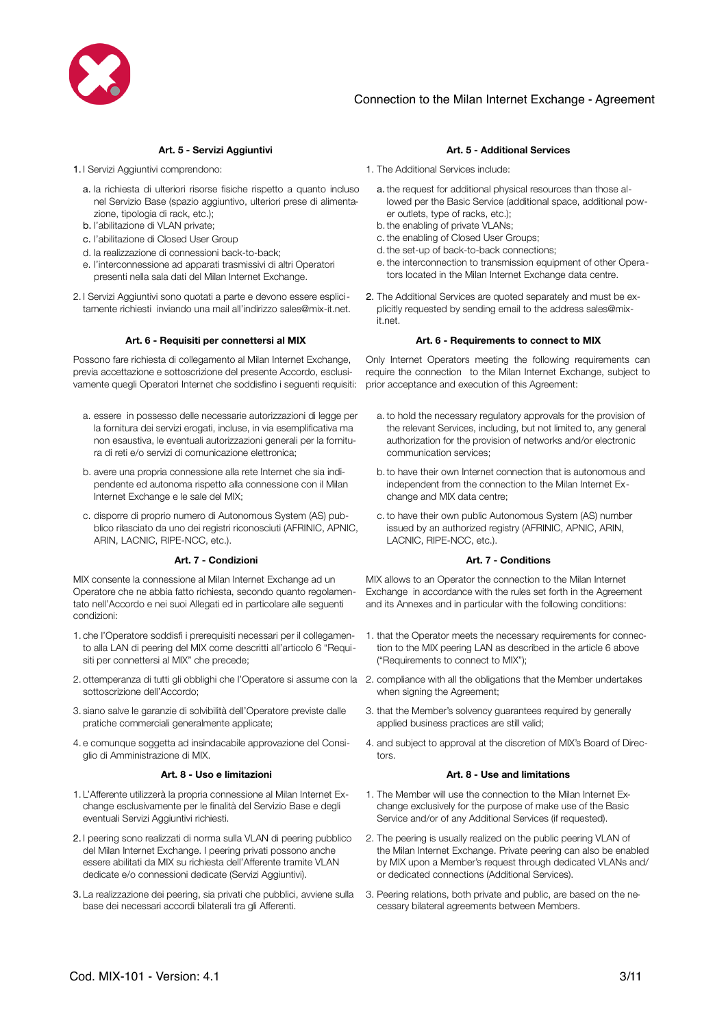### Art. 5 - Servizi Aggiuntivi

1. I Servizi Aggiuntivi comprendono:
   a. la richiesta di ulteriori risorse fisiche rispetto a quanto incluso nel Servizio Base (spazio aggiuntivo, ulteriori prese di alimentazione, tipologia di rack, etc.);
   b. l'abilitazione di VLAN private;
   c. l'abilitazione di Closed User Group
   d. la realizzazione di connessioni back-to-back;
   e. l'interconnessione ad apparati trasmissivi di altri Operatori presenti nella sala dati del Milan Internet Exchange.
2. I Servizi Aggiuntivi sono quotati a parte e devono essere esplicitamente richiesti inviando una mail all'indirizzo sales@mix-it.net.

### Art. 6 - Requisiti per connettersi al MIX

Possono fare richiesta di collegamento al Milan Internet Exchange, previa accettazione e sottoscrizione del presente Accordo, esclusivamente quegli Operatori Internet che soddisfino i seguenti requisiti:

a. essere in possesso delle necessarie autorizzazioni di legge per la fornitura dei servizi erogati, incluse, in via esemplificativa ma non esaustiva, le eventuali autorizzazioni generali per la fornitura di reti e/o servizi di comunicazione elettronica;

b. avere una propria connessione alla rete Internet che sia indipendente ed autonoma rispetto alla connessione con il Milan Internet Exchange e le sale del MIX;

c. disporre di proprio numero di Autonomous System (AS) pubblico rilasciato da uno dei registri riconosciuti (AFRINIC, APNIC, ARIN, LACNIC, RIPE-NCC, etc.).

### Art. 7 - Condizioni

MIX consente la connessione al Milan Internet Exchange ad un Operatore che ne abbia fatto richiesta, secondo quanto regolamentato nell'Accordo e nei suoi Allegati ed in particolare alle seguenti condizioni:

1. che l'Operatore soddisfi i prerequisiti necessari per il collegamento alla LAN di peering del MIX come descritti all'articolo 6 "Requisiti per connettersi al MIX" che precede;
2. ottemperanza di tutti gli obblighi che l'Operatore si assume con la sottoscrizione dell'Accordo;
3. siano salve le garanzie di solvibilità dell'Operatore previste dalle pratiche commerciali generalmente applicate;
4. e comunque soggetta ad insindacabile approvazione del Consiglio di Amministrazione di MIX.

### Art. 8 - Uso e limitazioni

1. L'Afferente utilizzerà la propria connessione al Milan Internet Exchange esclusivamente per le finalità del Servizio Base e degli eventuali Servizi Aggiuntivi richiesti.
2. I peering sono realizzati di norma sulla VLAN di peering pubblico del Milan Internet Exchange. I peering privati possono anche essere abilitati da MIX su richiesta dell'Afferente tramite VLAN dedicate e/o connessioni dedicate (Servizi Aggiuntivi).
3. La realizzazione dei peering, sia privati che pubblici, avviene sulla base dei necessari accordi bilaterali tra gli Afferenti.

### Art. 5 - Additional Services

1. The Additional Services include:
   a. the request for additional physical resources than those allowed per the Basic Service (additional space, additional power outlets, type of racks, etc.);
   b. the enabling of private VLANs;
   c. the enabling of Closed User Groups;
   d. the set-up of back-to-back connections;
   e. the interconnection to transmission equipment of other Operators located in the Milan Internet Exchange data centre.
2. The Additional Services are quoted separately and must be explicitly requested by sending email to the address sales@mix-it.net.

### Art. 6 - Requirements to connect to MIX

Only Internet Operators meeting the following requirements can require the connection to the Milan Internet Exchange, subject to prior acceptance and execution of this Agreement:

a. to hold the necessary regulatory approvals for the provision of the relevant Services, including, but not limited to, any general authorization for the provision of networks and/or electronic communication services;

b. to have their own Internet connection that is autonomous and independent from the connection to the Milan Internet Exchange and MIX data centre;

c. to have their own public Autonomous System (AS) number issued by an authorized registry (AFRINIC, APNIC, ARIN, LACNIC, RIPE-NCC, etc.).

### Art. 7 - Conditions

MIX allows to an Operator the connection to the Milan Internet Exchange in accordance with the rules set forth in the Agreement and its Annexes and in particular with the following conditions:

1. that the Operator meets the necessary requirements for connection to the MIX peering LAN as described in the article 6 above ("Requirements to connect to MIX");
2. compliance with all the obligations that the Member undertakes when signing the Agreement;
3. that the Member's solvency guarantees required by generally applied business practices are still valid;
4. and subject to approval at the discretion of MIX's Board of Directors.

### Art. 8 - Use and limitations

1. The Member will use the connection to the Milan Internet Exchange exclusively for the purpose of make use of the Basic Service and/or of any Additional Services (if requested).
2. The peering is usually realized on the public peering VLAN of the Milan Internet Exchange. Private peering can also be enabled by MIX upon a Member's request through dedicated VLANs and/or dedicated connections (Additional Services).
3. Peering relations, both private and public, are based on the necessary bilateral agreements between Members.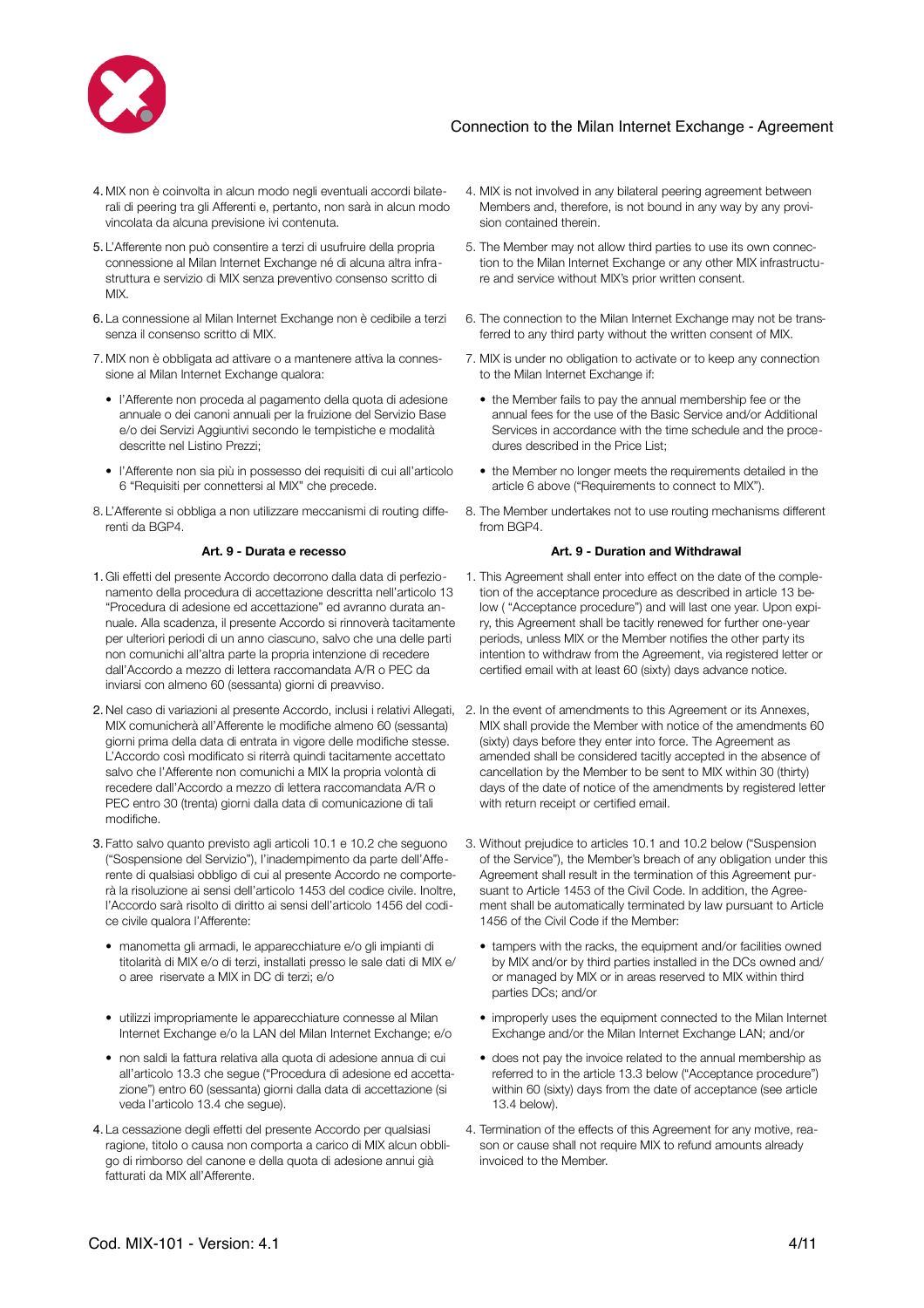4. MIX non è coinvolta in alcun modo negli eventuali accordi bilaterali di peering tra gli Afferenti e, pertanto, non sarà in alcun modo vincolata da alcuna previsione ivi contenuta.

5. L'Afferente non può consentire a terzi di usufruire della propria connessione al Milan Internet Exchange né di alcuna altra infrastruttura e servizio di MIX senza preventivo consenso scritto di MIX.

6. La connessione al Milan Internet Exchange non è cedibile a terzi senza il consenso scritto di MIX.

7. MIX non è obbligata ad attivare o a mantenere attiva la connessione al Milan Internet Exchange qualora:

   - l'Afferente non proceda al pagamento della quota di adesione annuale o dei canoni annuali per la fruizione del Servizio Base e/o dei Servizi Aggiuntivi secondo le tempistiche e modalità descritte nel Listino Prezzi;
   - l'Afferente non sia più in possesso dei requisiti di cui all'articolo 6 "Requisiti per connettersi al MIX" che precede.

8. L'Afferente si obbliga a non utilizzare meccanismi di routing differenti da BGP4.

**Art. 9 - Durata e recesso**

1. Gli effetti del presente Accordo decorrono dalla data di perfezionamento della procedura di accettazione descritta nell'articolo 13 "Procedura di adesione ed accettazione" ed avranno durata annuale. Alla scadenza, il presente Accordo si rinnoverà tacitamente per ulteriori periodi di un anno ciascuno, salvo che una delle parti non comunichi all'altra parte la propria intenzione di recedere dall'Accordo a mezzo di lettera raccomandata A/R o PEC da inviarsi con almeno 60 (sessanta) giorni di preavviso.

2. Nel caso di variazioni al presente Accordo, inclusi i relativi Allegati, MIX comunicherà all'Afferente le modifiche almeno 60 (sessanta) giorni prima della data di entrata in vigore delle modifiche stesse. L'Accordo così modificato si riterrà quindi tacitamente accettato salvo che l'Afferente non comunichi a MIX la propria volontà di recedere dall'Accordo a mezzo di lettera raccomandata A/R o PEC entro 30 (trenta) giorni dalla data di comunicazione di tali modifiche.

3. Fatto salvo quanto previsto agli articoli 10.1 e 10.2 che seguono ("Sospensione del Servizio"), l'inadempimento da parte dell'Afferente di qualsiasi obbligo di cui al presente Accordo ne comporterà la risoluzione ai sensi dell'articolo 1453 del codice civile. Inoltre, l'Accordo sarà risolto di diritto ai sensi dell'articolo 1456 del codice civile qualora l'Afferente:

   - manometta gli armadi, le apparecchiature e/o gli impianti di titolarità di MIX e/o di terzi, installati presso le sale dati di MIX e/o aree riservate a MIX in DC di terzi; e/o
   - utilizzi impropriamente le apparecchiature connesse al Milan Internet Exchange e/o la LAN del Milan Internet Exchange; e/o
   - non saldi la fattura relativa alla quota di adesione annua di cui all'articolo 13.3 che segue ("Procedura di adesione ed accettazione") entro 60 (sessanta) giorni dalla data di accettazione (si veda l'articolo 13.4 che segue).

4. La cessazione degli effetti del presente Accordo per qualsiasi ragione, titolo o causa non comporta a carico di MIX alcun obbligo di rimborso del canone e della quota di adesione annui già fatturati da MIX all'Afferente.

4. MIX is not involved in any bilateral peering agreement between Members and, therefore, is not bound in any way by any provision contained therein.

5. The Member may not allow third parties to use its own connection to the Milan Internet Exchange or any other MIX infrastructure and service without MIX's prior written consent.

6. The connection to the Milan Internet Exchange may not be transferred to any third party without the written consent of MIX.

7. MIX is under no obligation to activate or to keep any connection to the Milan Internet Exchange if:

   - the Member fails to pay the annual membership fee or the annual fees for the use of the Basic Service and/or Additional Services in accordance with the time schedule and the procedures described in the Price List;
   - the Member no longer meets the requirements detailed in the article 6 above ("Requirements to connect to MIX").

8. The Member undertakes not to use routing mechanisms different from BGP4.

**Art. 9 - Duration and Withdrawal**

1. This Agreement shall enter into effect on the date of the completion of the acceptance procedure as described in article 13 below ( "Acceptance procedure") and will last one year. Upon expiry, this Agreement shall be tacitly renewed for further one-year periods, unless MIX or the Member notifies the other party its intention to withdraw from the Agreement, via registered letter or certified email with at least 60 (sixty) days advance notice.

2. In the event of amendments to this Agreement or its Annexes, MIX shall provide the Member with notice of the amendments 60 (sixty) days before they enter into force. The Agreement as amended shall be considered tacitly accepted in the absence of cancellation by the Member to be sent to MIX within 30 (thirty) days of the date of notice of the amendments by registered letter with return receipt or certified email.

3. Without prejudice to articles 10.1 and 10.2 below ("Suspension of the Service"), the Member's breach of any obligation under this Agreement shall result in the termination of this Agreement pursuant to Article 1453 of the Civil Code. In addition, the Agreement shall be automatically terminated by law pursuant to Article 1456 of the Civil Code if the Member:

   - tampers with the racks, the equipment and/or facilities owned by MIX and/or by third parties installed in the DCs owned and/or managed by MIX or in areas reserved to MIX within third parties DCs; and/or
   - improperly uses the equipment connected to the Milan Internet Exchange and/or the Milan Internet Exchange LAN; and/or
   - does not pay the invoice related to the annual membership as referred to in the article 13.3 below ("Acceptance procedure") within 60 (sixty) days from the date of acceptance (see article 13.4 below).

4. Termination of the effects of this Agreement for any motive, reason or cause shall not require MIX to refund amounts already invoiced to the Member.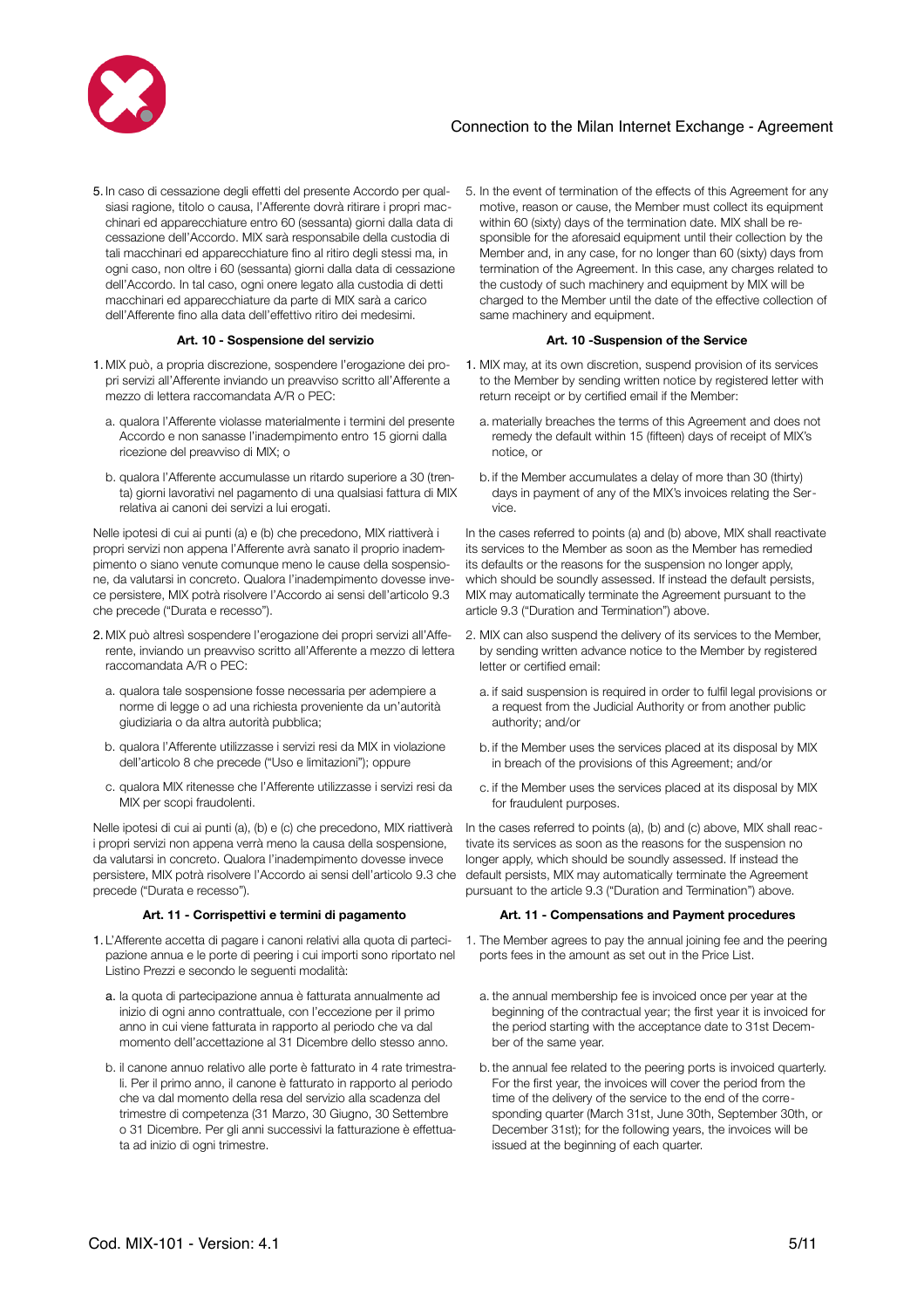5. In caso di cessazione degli effetti del presente Accordo per qualsiasi ragione, titolo o causa, l'Afferente dovrà ritirare i propri macchinari ed apparecchiature entro 60 (sessanta) giorni dalla data di cessazione dell'Accordo. MIX sarà responsabile della custodia di tali macchinari ed apparecchiature fino al ritiro degli stessi ma, in ogni caso, non oltre i 60 (sessanta) giorni dalla data di cessazione dell'Accordo. In tal caso, ogni onere legato alla custodia di detti macchinari ed apparecchiature da parte di MIX sarà a carico dell'Afferente fino alla data dell'effettivo ritiro dei medesimi.

#### Art. 10 - Sospensione del servizio

1. MIX può, a propria discrezione, sospendere l'erogazione dei propri servizi all'Afferente inviando un preavviso scritto all'Afferente a mezzo di lettera raccomandata A/R o PEC:

   a. qualora l'Afferente violasse materialmente i termini del presente Accordo e non sanasse l'inadempimento entro 15 giorni dalla ricezione del preavviso di MIX; o

   b. qualora l'Afferente accumulasse un ritardo superiore a 30 (trenta) giorni lavorativi nel pagamento di una qualsiasi fattura di MIX relativa ai canoni dei servizi a lui erogati.

Nelle ipotesi di cui ai punti (a) e (b) che precedono, MIX riattiverà i propri servizi non appena l'Afferente avrà sanato il proprio inadempimento o siano venute comunque meno le cause della sospensione, da valutarsi in concreto. Qualora l'inadempimento dovesse invece persistere, MIX potrà risolvere l'Accordo ai sensi dell'articolo 9.3 che precede ("Durata e recesso").

2. MIX può altresì sospendere l'erogazione dei propri servizi all'Afferente, inviando un preavviso scritto all'Afferente a mezzo di lettera raccomandata A/R o PEC:

   a. qualora tale sospensione fosse necessaria per adempiere a norme di legge o ad una richiesta proveniente da un'autorità giudiziaria o da altra autorità pubblica;

   b. qualora l'Afferente utilizzasse i servizi resi da MIX in violazione dell'articolo 8 che precede ("Uso e limitazioni"); oppure

   c. qualora MIX ritenesse che l'Afferente utilizzasse i servizi resi da MIX per scopi fraudolenti.

Nelle ipotesi di cui ai punti (a), (b) e (c) che precedono, MIX riattiverà i propri servizi non appena verrà meno la causa della sospensione, da valutarsi in concreto. Qualora l'inadempimento dovesse invece persistere, MIX potrà risolvere l'Accordo ai sensi dell'articolo 9.3 che precede ("Durata e recesso").

#### Art. 11 - Corrispettivi e termini di pagamento

1. L'Afferente accetta di pagare i canoni relativi alla quota di partecipazione annua e le porte di peering i cui importi sono riportati nel Listino Prezzi e secondo le seguenti modalità:

   a. la quota di partecipazione annua è fatturata annualmente ad inizio di ogni anno contrattuale, con l'eccezione per il primo anno in cui viene fatturata in rapporto al periodo che va dal momento dell'accettazione al 31 Dicembre dello stesso anno.

   b. il canone annuo relativo alle porte è fatturato in 4 rate trimestrali. Per il primo anno, il canone è fatturato in rapporto al periodo che va dal momento della resa del servizio alla scadenza del trimestre di competenza (31 Marzo, 30 Giugno, 30 Settembre o 31 Dicembre. Per gli anni successivi la fatturazione è effettuata ad inizio di ogni trimestre.

---

5. In the event of termination of the effects of this Agreement for any motive, reason or cause, the Member must collect its equipment within 60 (sixty) days of the termination date. MIX shall be responsible for the aforesaid equipment until their collection by the Member and, in any case, for no longer than 60 (sixty) days from termination of the Agreement. In this case, any charges related to the custody of such machinery and equipment by MIX will be charged to the Member until the date of the effective collection of same machinery and equipment.

#### Art. 10 -Suspension of the Service

1. MIX may, at its own discretion, suspend provision of its services to the Member by sending written notice by registered letter with return receipt or by certified email if the Member:

   a. materially breaches the terms of this Agreement and does not remedy the default within 15 (fifteen) days of receipt of MIX's notice, or

   b. if the Member accumulates a delay of more than 30 (thirty) days in payment of any of the MIX's invoices relating the Service.

In the cases referred to points (a) and (b) above, MIX shall reactivate its services to the Member as soon as the Member has remedied its defaults or the reasons for the suspension no longer apply, which should be soundly assessed. If instead the default persists, MIX may automatically terminate the Agreement pursuant to the article 9.3 ("Duration and Termination") above.

2. MIX can also suspend the delivery of its services to the Member, by sending written advance notice to the Member by registered letter or certified email:

   a. if said suspension is required in order to fulfil legal provisions or a request from the Judicial Authority or from another public authority; and/or

   b. if the Member uses the services placed at its disposal by MIX in breach of the provisions of this Agreement; and/or

   c. if the Member uses the services placed at its disposal by MIX for fraudulent purposes.

In the cases referred to points (a), (b) and (c) above, MIX shall reactivate its services as soon as the reasons for the suspension no longer apply, which should be soundly assessed. If instead the default persists, MIX may automatically terminate the Agreement pursuant to the article 9.3 ("Duration and Termination") above.

#### Art. 11 - Compensations and Payment procedures

1. The Member agrees to pay the annual joining fee and the peering ports fees in the amount as set out in the Price List.

   a. the annual membership fee is invoiced once per year at the beginning of the contractual year; the first year it is invoiced for the period starting with the acceptance date to 31st December of the same year.

   b. the annual fee related to the peering ports is invoiced quarterly. For the first year, the invoices will cover the period from the time of the delivery of the service to the end of the corresponding quarter (March 31st, June 30th, September 30th, or December 31st); for the following years, the invoices will be issued at the beginning of each quarter.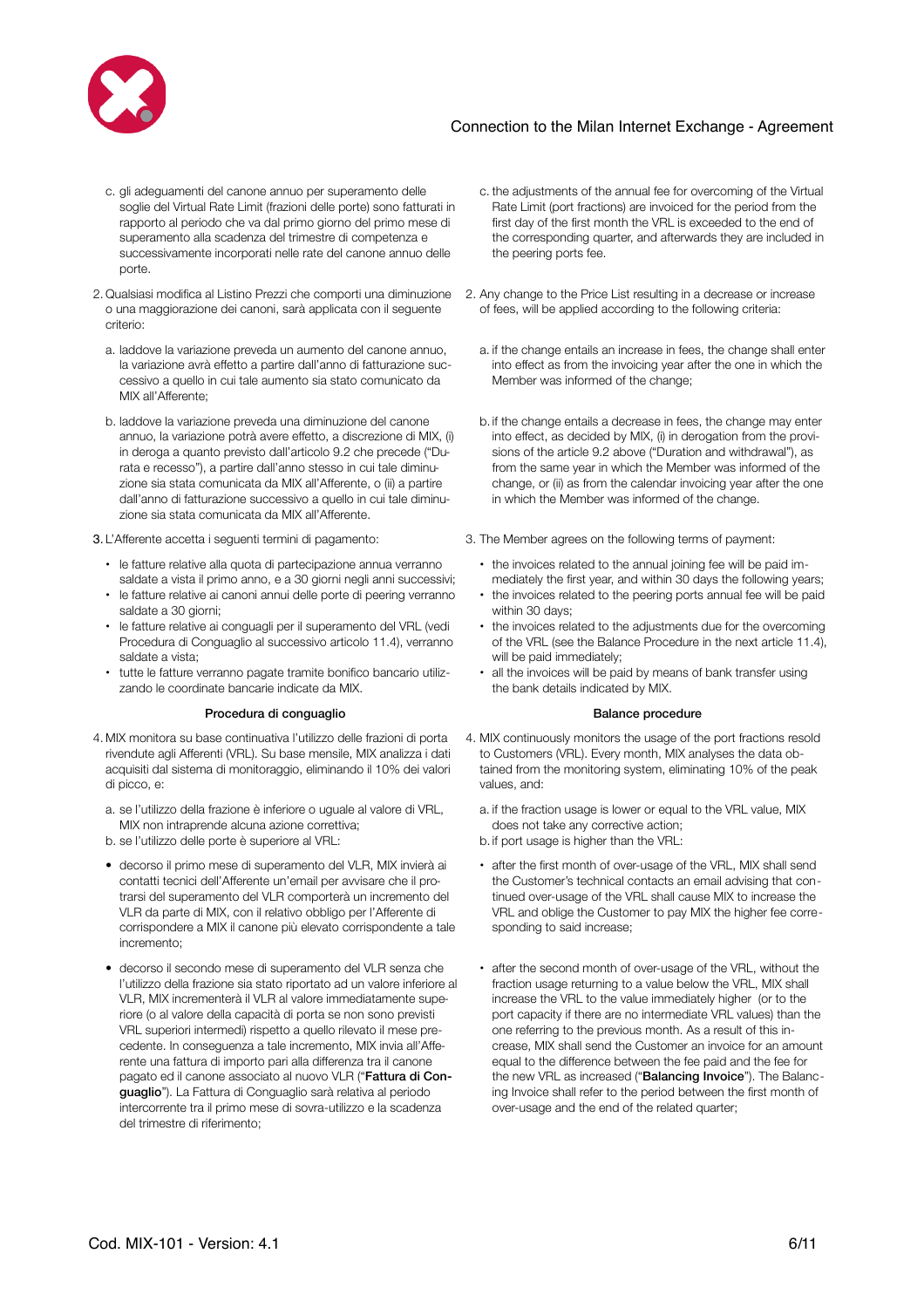c. gli adeguamenti del canone annuo per superamento delle soglie del Virtual Rate Limit (frazioni delle porte) sono fatturati in rapporto al periodo che va dal primo giorno del primo mese di superamento alla scadenza del trimestre di competenza e successivamente incorporati nelle rate del canone annuo delle porte.

2. Qualsiasi modifica al Listino Prezzi che comporti una diminuzione o una maggiorazione dei canoni, sarà applicata con il seguente criterio:

a. laddove la variazione preveda un aumento del canone annuo, la variazione avrà effetto a partire dall'anno di fatturazione successivo a quello in cui tale aumento sia stato comunicato da MIX all'Afferente;

b. laddove la variazione preveda una diminuzione del canone annuo, la variazione potrà avere effetto, a discrezione di MIX, (i) in deroga a quanto previsto dall'articolo 9.2 che precede ("Durata e recesso"), a partire dall'anno stesso in cui tale diminuzione sia stata comunicata da MIX all'Afferente, o (ii) a partire dall'anno di fatturazione successivo a quello in cui tale diminuzione sia stata comunicata da MIX all'Afferente.

3. L'Afferente accetta i seguenti termini di pagamento:

- le fatture relative alla quota di partecipazione annua verranno saldate a vista il primo anno, e a 30 giorni negli anni successivi;
- le fatture relative ai canoni annui delle porte di peering verranno saldate a 30 giorni;
- le fatture relative ai conguagli per il superamento del VRL (vedi Procedura di Conguaglio al successivo articolo 11.4), verranno saldate a vista;
- tutte le fatture verranno pagate tramite bonifico bancario utilizzando le coordinate bancarie indicate da MIX.

**Procedura di conguaglio**

4. MIX monitora su base continuativa l'utilizzo delle frazioni di porta rivendute agli Afferenti (VRL). Su base mensile, MIX analizza i dati acquisiti dal sistema di monitoraggio, eliminando il 10% dei valori di picco, e:

a. se l'utilizzo della frazione è inferiore o uguale al valore di VRL, MIX non intraprende alcuna azione correttiva;
b. se l'utilizzo delle porte è superiore al VRL:

- decorso il primo mese di superamento del VLR, MIX invierà ai contatti tecnici dell'Afferente un'email per avvisare che il protrarsi del superamento del VLR comporterà un incremento del VLR da parte di MIX, con il relativo obbligo per l'Afferente di corrispondere a MIX il canone più elevato corrispondente a tale incremento;

- decorso il secondo mese di superamento del VLR senza che l'utilizzo della frazione sia stato riportato ad un valore inferiore al VLR, MIX incrementerà il VLR al valore immediatamente superiore (o al valore della capacità di porta se non sono previsti VRL superiori intermedi) rispetto a quello rilevato il mese precedente. In conseguenza a tale incremento, MIX invia all'Afferente una fattura di importo pari alla differenza tra il canone pagato ed il canone associato al nuovo VLR ("**Fattura di Conguaglio**"). La Fattura di Conguaglio sarà relativa al periodo intercorrente tra il primo mese di sovra-utilizzo e la scadenza del trimestre di riferimento;

c. the adjustments of the annual fee for overcoming of the Virtual Rate Limit (port fractions) are invoiced for the period from the first day of the first month the VRL is exceeded to the end of the corresponding quarter, and afterwards they are included in the peering ports fee.

2. Any change to the Price List resulting in a decrease or increase of fees, will be applied according to the following criteria:

a. if the change entails an increase in fees, the change shall enter into effect as from the invoicing year after the one in which the Member was informed of the change;

b. if the change entails a decrease in fees, the change may enter into effect, as decided by MIX, (i) in derogation from the provisions of the article 9.2 above ("Duration and withdrawal"), as from the same year in which the Member was informed of the change, or (ii) as from the calendar invoicing year after the one in which the Member was informed of the change.

3. The Member agrees on the following terms of payment:

- the invoices related to the annual joining fee will be paid immediately the first year, and within 30 days the following years;
- the invoices related to the peering ports annual fee will be paid within 30 days;
- the invoices related to the adjustments due for the overcoming of the VRL (see the Balance Procedure in the next article 11.4), will be paid immediately;
- all the invoices will be paid by means of bank transfer using the bank details indicated by MIX.

**Balance procedure**

4. MIX continuously monitors the usage of the port fractions resold to Customers (VRL). Every month, MIX analyses the data obtained from the monitoring system, eliminating 10% of the peak values, and:

a. if the fraction usage is lower or equal to the VRL value, MIX does not take any corrective action;
b. if port usage is higher than the VRL:

- after the first month of over-usage of the VRL, MIX shall send the Customer's technical contacts an email advising that continued over-usage of the VRL shall cause MIX to increase the VRL and oblige the Customer to pay MIX the higher fee corresponding to said increase;

- after the second month of over-usage of the VRL, without the fraction usage returning to a value below the VRL, MIX shall increase the VRL to the value immediately higher (or to the port capacity if there are no intermediate VRL values) than the one referring to the previous month. As a result of this increase, MIX shall send the Customer an invoice for an amount equal to the difference between the fee paid and the fee for the new VRL as increased ("**Balancing Invoice**"). The Balancing Invoice shall refer to the period between the first month of over-usage and the end of the related quarter;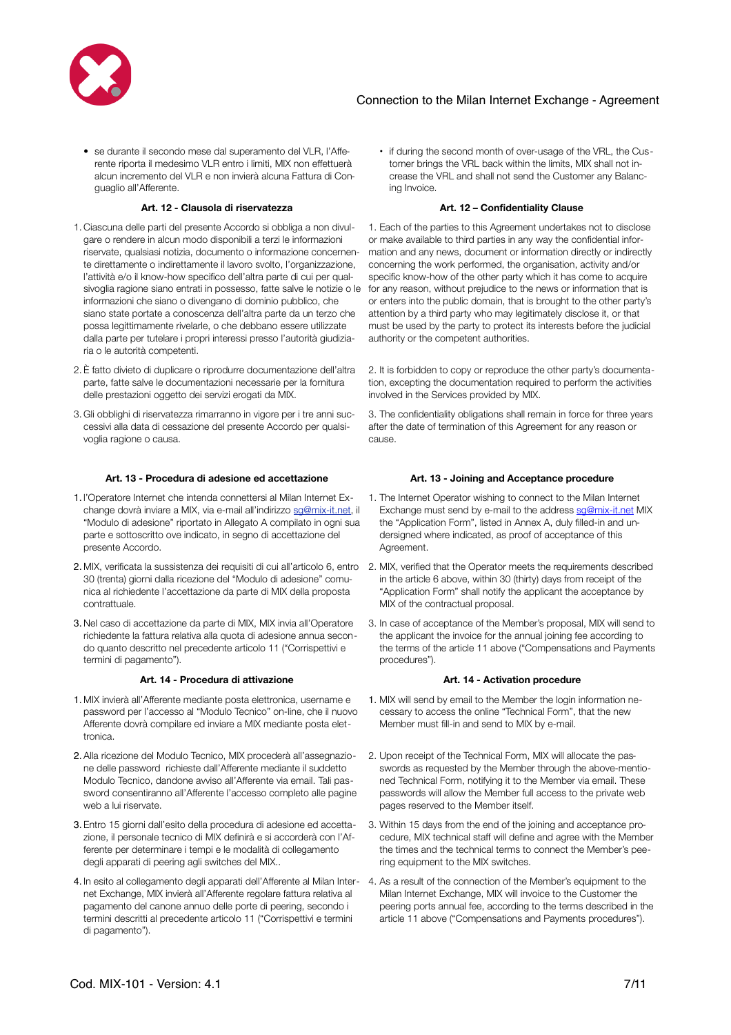- se durante il secondo mese dal superamento del VLR, l'Afferente riporta il medesimo VLR entro i limiti, MIX non effettuerà alcun incremento del VLR e non invierà alcuna Fattura di Conguaglio all'Afferente.

### Art. 12 - Clausola di riservatezza

1. Ciascuna delle parti del presente Accordo si obbliga a non divulgare o rendere in alcun modo disponibili a terzi le informazioni riservate, qualsiasi notizia, documento o informazione concernente direttamente o indirettamente il lavoro svolto, l'organizzazione, l'attività e/o il know-how specifico dell'altra parte di cui per qualsivoglia ragione siano entrati in possesso, fatte salve le notizie o le informazioni che siano o divengano di dominio pubblico, che siano state portate a conoscenza dell'altra parte da un terzo che possa legittimamente rivelarle, o che debbano essere utilizzate dalla parte per tutelare i propri interessi presso l'autorità giudiziaria o le autorità competenti.
2. È fatto divieto di duplicare o riprodurre documentazione dell'altra parte, fatte salve le documentazioni necessarie per la fornitura delle prestazioni oggetto dei servizi erogati da MIX.
3. Gli obblighi di riservatezza rimarranno in vigore per i tre anni successivi alla data di cessazione del presente Accordo per qualsivoglia ragione o causa.

### Art. 13 - Procedura di adesione ed accettazione

1. l'Operatore Internet che intenda connettersi al Milan Internet Exchange dovrà inviare a MIX, via e-mail all'indirizzo sg@mix-it.net, il "Modulo di adesione" riportato in Allegato A compilato in ogni sua parte e sottoscritto ove indicato, in segno di accettazione del presente Accordo.
2. MIX, verificata la sussistenza dei requisiti di cui all'articolo 6, entro 30 (trenta) giorni dalla ricezione del "Modulo di adesione" comunica al richiedente l'accettazione da parte di MIX della proposta contrattuale.
3. Nel caso di accettazione da parte di MIX, MIX invia all'Operatore richiedente la fattura relativa alla quota di adesione annua secondo quanto descritto nel precedente articolo 11 ("Corrispettivi e termini di pagamento").

### Art. 14 - Procedura di attivazione

1. MIX invierà all'Afferente mediante posta elettronica, username e password per l'accesso al "Modulo Tecnico" on-line, che il nuovo Afferente dovrà compilare ed inviare a MIX mediante posta elettronica.
2. Alla ricezione del Modulo Tecnico, MIX procederà all'assegnazione delle password richieste dall'Afferente mediante il suddetto Modulo Tecnico, dandone avviso all'Afferente via email. Tali password consentiranno all'Afferente l'accesso completo alle pagine web a lui riservate.
3. Entro 15 giorni dall'esito della procedura di adesione ed accettazione, il personale tecnico di MIX definirà e si accorderà con l'Afferente per determinare i tempi e le modalità di collegamento degli apparati di peering agli switches del MIX..
4. In esito al collegamento degli apparati dell'Afferente al Milan Internet Exchange, MIX invierà all'Afferente regolare fattura relativa al pagamento del canone annuo delle porte di peering, secondo i termini descritti al precedente articolo 11 ("Corrispettivi e termini di pagamento").

---

- if during the second month of over-usage of the VRL, the Customer brings the VRL back within the limits, MIX shall not increase the VRL and shall not send the Customer any Balancing Invoice.

### Art. 12 – Confidentiality Clause

1. Each of the parties to this Agreement undertakes not to disclose or make available to third parties in any way the confidential information and any news, document or information directly or indirectly concerning the work performed, the organisation, activity and/or specific know-how of the other party which it has come to acquire for any reason, without prejudice to the news or information that is or enters into the public domain, that is brought to the other party's attention by a third party who may legitimately disclose it, or that must be used by the party to protect its interests before the judicial authority or the competent authorities.

2. It is forbidden to copy or reproduce the other party's documentation, excepting the documentation required to perform the activities involved in the Services provided by MIX.

3. The confidentiality obligations shall remain in force for three years after the date of termination of this Agreement for any reason or cause.

### Art. 13 - Joining and Acceptance procedure

1. The Internet Operator wishing to connect to the Milan Internet Exchange must send by e-mail to the address sg@mix-it.net MIX the "Application Form", listed in Annex A, duly filled-in and undersigned where indicated, as proof of acceptance of this Agreement.
2. MIX, verified that the Operator meets the requirements described in the article 6 above, within 30 (thirty) days from receipt of the "Application Form" shall notify the applicant the acceptance by MIX of the contractual proposal.
3. In case of acceptance of the Member's proposal, MIX will send to the applicant the invoice for the annual joining fee according to the terms of the article 11 above ("Compensations and Payments procedures").

### Art. 14 - Activation procedure

1. MIX will send by email to the Member the login information necessary to access the online "Technical Form", that the new Member must fill-in and send to MIX by e-mail.
2. Upon receipt of the Technical Form, MIX will allocate the passwords as requested by the Member through the above-mentioned Technical Form, notifying it to the Member via email. These passwords will allow the Member full access to the private web pages reserved to the Member itself.
3. Within 15 days from the end of the joining and acceptance procedure, MIX technical staff will define and agree with the Member the times and the technical terms to connect the Member's peering equipment to the MIX switches.
4. As a result of the connection of the Member's equipment to the Milan Internet Exchange, MIX will invoice to the Customer the peering ports annual fee, according to the terms described in the article 11 above ("Compensations and Payments procedures").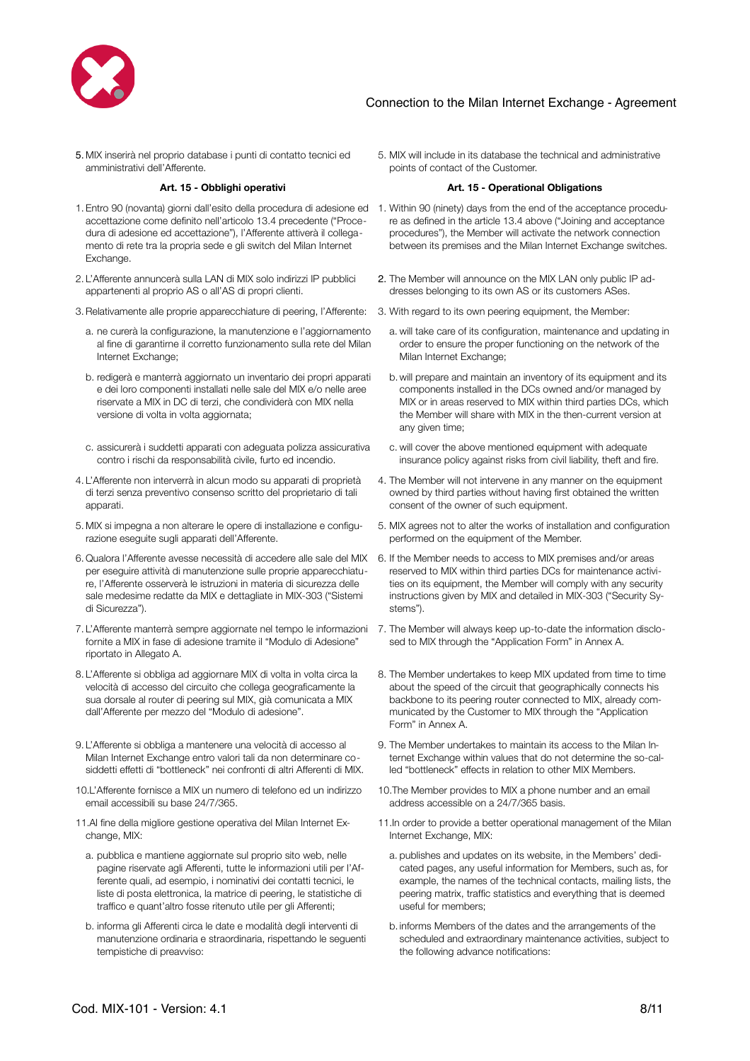5. MIX inserirà nel proprio database i punti di contatto tecnici ed amministrativi dell'Afferente.

5. MIX will include in its database the technical and administrative points of contact of the Customer.

**Art. 15 - Obblighi operativi**

**Art. 15 - Operational Obligations**

1. Entro 90 (novanta) giorni dall'esito della procedura di adesione ed accettazione come definito nell'articolo 13.4 precedente ("Procedura di adesione ed accettazione"), l'Afferente attiverà il collegamento di rete tra la propria sede e gli switch del Milan Internet Exchange.

1. Within 90 (ninety) days from the end of the acceptance procedure as defined in the article 13.4 above ("Joining and acceptance procedures"), the Member will activate the network connection between its premises and the Milan Internet Exchange switches.

2. L'Afferente annuncerà sulla LAN di MIX solo indirizzi IP pubblici appartenenti al proprio AS o all'AS di propri clienti.

2. The Member will announce on the MIX LAN only public IP addresses belonging to its own AS or its customers ASes.

3. Relativamente alle proprie apparecchiature di peering, l'Afferente:
   a. ne curerà la configurazione, la manutenzione e l'aggiornamento al fine di garantirne il corretto funzionamento sulla rete del Milan Internet Exchange;
   b. redigerà e manterrà aggiornato un inventario dei propri apparati e dei loro componenti installati nelle sale del MIX e/o nelle aree riservate a MIX in DC di terzi, che condividerà con MIX nella versione di volta in volta aggiornata;
   c. assicurerà i suddetti apparati con adeguata polizza assicurativa contro i rischi da responsabilità civile, furto ed incendio.

3. With regard to its own peering equipment, the Member:
   a. will take care of its configuration, maintenance and updating in order to ensure the proper functioning on the network of the Milan Internet Exchange;
   b. will prepare and maintain an inventory of its equipment and its components installed in the DCs owned and/or managed by MIX or in areas reserved to MIX within third parties DCs, which the Member will share with MIX in the then-current version at any given time;
   c. will cover the above mentioned equipment with adequate insurance policy against risks from civil liability, theft and fire.

4. L'Afferente non interverrà in alcun modo su apparati di proprietà di terzi senza preventivo consenso scritto del proprietario di tali apparati.

4. The Member will not intervene in any manner on the equipment owned by third parties without having first obtained the written consent of the owner of such equipment.

5. MIX si impegna a non alterare le opere di installazione e configurazione eseguite sugli apparati dell'Afferente.

5. MIX agrees not to alter the works of installation and configuration performed on the equipment of the Member.

6. Qualora l'Afferente avesse necessità di accedere alle sale del MIX per eseguire attività di manutenzione sulle proprie apparecchiature, l'Afferente osserverà le istruzioni in materia di sicurezza delle sale medesime redatte da MIX e dettagliate in MIX-303 ("Sistemi di Sicurezza").

6. If the Member needs to access to MIX premises and/or areas reserved to MIX within third parties DCs for maintenance activities on its equipment, the Member will comply with any security instructions given by MIX and detailed in MIX-303 ("Security Systems").

7. L'Afferente manterrà sempre aggiornate nel tempo le informazioni fornite a MIX in fase di adesione tramite il "Modulo di Adesione" riportato in Allegato A.

7. The Member will always keep up-to-date the information disclosed to MIX through the "Application Form" in Annex A.

8. L'Afferente si obbliga ad aggiornare MIX di volta in volta circa la velocità di accesso del circuito che collega geograficamente la sua dorsale al router di peering sul MIX, già comunicata a MIX dall'Afferente per mezzo del "Modulo di adesione".

8. The Member undertakes to keep MIX updated from time to time about the speed of the circuit that geographically connects his backbone to its peering router connected to MIX, already communicated by the Customer to MIX through the "Application Form" in Annex A.

9. L'Afferente si obbliga a mantenere una velocità di accesso al Milan Internet Exchange entro valori tali da non determinare cosiddetti effetti di "bottleneck" nei confronti di altri Afferenti di MIX.

9. The Member undertakes to maintain its access to the Milan Internet Exchange within values that do not determine the so-called "bottleneck" effects in relation to other MIX Members.

10. L'Afferente fornisce a MIX un numero di telefono ed un indirizzo email accessibili su base 24/7/365.

10. The Member provides to MIX a phone number and an email address accessible on a 24/7/365 basis.

11. Al fine della migliore gestione operativa del Milan Internet Exchange, MIX:
   a. pubblica e mantiene aggiornate sul proprio sito web, nelle pagine riservate agli Afferenti, tutte le informazioni utili per l'Afferente quali, ad esempio, i nominativi dei contatti tecnici, le liste di posta elettronica, la matrice di peering, le statistiche di traffico e quant'altro fosse ritenuto utile per gli Afferenti;
   b. informa gli Afferenti circa le date e modalità degli interventi di manutenzione ordinaria e straordinaria, rispettando le seguenti tempistiche di preavviso:

11. In order to provide a better operational management of the Milan Internet Exchange, MIX:
   a. publishes and updates on its website, in the Members' dedicated pages, any useful information for Members, such as, for example, the names of the technical contacts, mailing lists, the peering matrix, traffic statistics and everything that is deemed useful for members;
   b. informs Members of the dates and the arrangements of the scheduled and extraordinary maintenance activities, subject to the following advance notifications: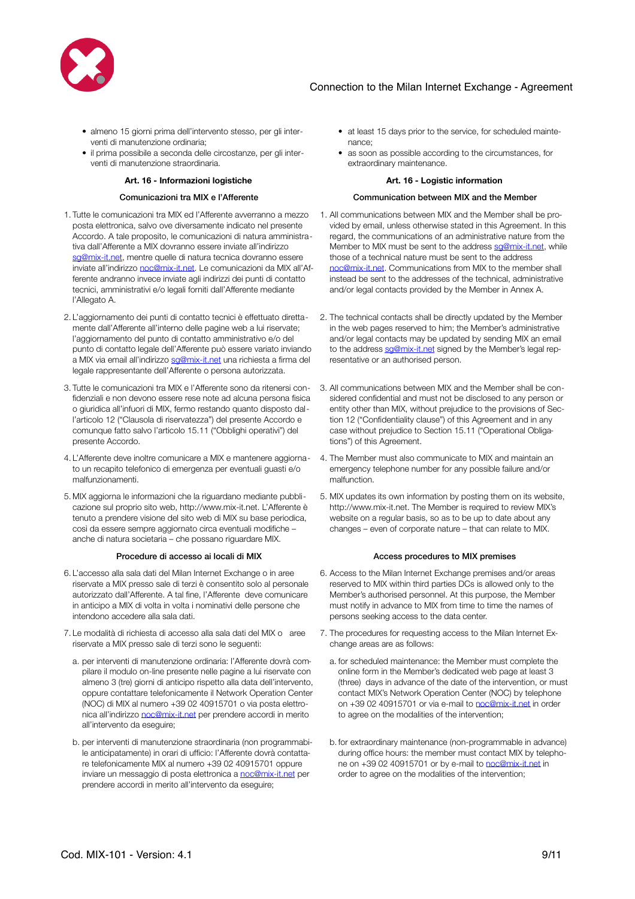- almeno 15 giorni prima dell'intervento stesso, per gli interventi di manutenzione ordinaria;
- il prima possibile a seconda delle circostanze, per gli interventi di manutenzione straordinaria.

#### Art. 16 - Informazioni logistiche

##### Comunicazioni tra MIX e l'Afferente

1. Tutte le comunicazioni tra MIX ed l'Afferente avverranno a mezzo posta elettronica, salvo ove diversamente indicato nel presente Accordo. A tale proposito, le comunicazioni di natura amministrativa dall'Afferente a MIX dovranno essere inviate all'indirizzo sg@mix-it.net, mentre quelle di natura tecnica dovranno essere inviate all'indirizzo noc@mix-it.net. Le comunicazioni da MIX all'Afferente andranno invece inviate agli indirizzi dei punti di contatto tecnici, amministrativi e/o legali forniti dall'Afferente mediante l'Allegato A.
2. L'aggiornamento dei punti di contatto tecnici è effettuato direttamente dall'Afferente all'interno delle pagine web a lui riservate; l'aggiornamento del punto di contatto amministrativo e/o del punto di contatto legale dell'Afferente può essere variato inviando a MIX via email all'indirizzo sg@mix-it.net una richiesta a firma del legale rappresentante dell'Afferente o persona autorizzata.
3. Tutte le comunicazioni tra MIX e l'Afferente sono da ritenersi confidenziali e non devono essere rese note ad alcuna persona fisica o giuridica all'infuori di MIX, fermo restando quanto disposto dall'articolo 12 ("Clausola di riservatezza") del presente Accordo e comunque fatto salvo l'articolo 15.11 ("Obblighi operativi") del presente Accordo.
4. L'Afferente deve inoltre comunicare a MIX e mantenere aggiornato un recapito telefonico di emergenza per eventuali guasti e/o malfunzionamenti.
5. MIX aggiorna le informazioni che la riguardano mediante pubblicazione sul proprio sito web, http://www.mix-it.net. L'Afferente è tenuto a prendere visione del sito web di MIX su base periodica, così da essere sempre aggiornato circa eventuali modifiche – anche di natura societaria – che possano riguardare MIX.

##### Procedure di accesso ai locali di MIX

6. L'accesso alla sala dati del Milan Internet Exchange o in aree riservate a MIX presso sale di terzi è consentito solo al personale autorizzato dall'Afferente. A tal fine, l'Afferente deve comunicare in anticipo a MIX di volta in volta i nominativi delle persone che intendono accedere alla sala dati.
7. Le modalità di richiesta di accesso alla sala dati del MIX o aree riservate a MIX presso sale di terzi sono le seguenti:
   a. per interventi di manutenzione ordinaria: l'Afferente dovrà compilare il modulo on-line presente nelle pagine a lui riservate con almeno 3 (tre) giorni di anticipo rispetto alla data dell'intervento, oppure contattare telefonicamente il Network Operation Center (NOC) di MIX al numero +39 02 40915701 o via posta elettronica all'indirizzo noc@mix-it.net per prendere accordi in merito all'intervento da eseguire;
   b. per interventi di manutenzione straordinaria (non programmabile anticipatamente) in orari di ufficio: l'Afferente dovrà contattare telefonicamente MIX al numero +39 02 40915701 oppure inviare un messaggio di posta elettronica a noc@mix-it.net per prendere accordi in merito all'intervento da eseguire;

- at least 15 days prior to the service, for scheduled maintenance;
- as soon as possible according to the circumstances, for extraordinary maintenance.

#### Art. 16 - Logistic information

##### Communication between MIX and the Member

1. All communications between MIX and the Member shall be provided by email, unless otherwise stated in this Agreement. In this regard, the communications of an administrative nature from the Member to MIX must be sent to the address sg@mix-it.net, while those of a technical nature must be sent to the address noc@mix-it.net. Communications from MIX to the member shall instead be sent to the addresses of the technical, administrative and/or legal contacts provided by the Member in Annex A.
2. The technical contacts shall be directly updated by the Member in the web pages reserved to him; the Member's administrative and/or legal contacts may be updated by sending MIX an email to the address sg@mix-it.net signed by the Member's legal representative or an authorised person.
3. All communications between MIX and the Member shall be considered confidential and must not be disclosed to any person or entity other than MIX, without prejudice to the provisions of Section 12 ("Confidentiality clause") of this Agreement and in any case without prejudice to Section 15.11 ("Operational Obligations") of this Agreement.
4. The Member must also communicate to MIX and maintain an emergency telephone number for any possible failure and/or malfunction.
5. MIX updates its own information by posting them on its website, http://www.mix-it.net. The Member is required to review MIX's website on a regular basis, so as to be up to date about any changes – even of corporate nature – that can relate to MIX.

##### Access procedures to MIX premises

6. Access to the Milan Internet Exchange premises and/or areas reserved to MIX within third parties DCs is allowed only to the Member's authorised personnel. At this purpose, the Member must notify in advance to MIX from time to time the names of persons seeking access to the data center.
7. The procedures for requesting access to the Milan Internet Exchange areas are as follows:
   a. for scheduled maintenance: the Member must complete the online form in the Member's dedicated web page at least 3 (three) days in advance of the date of the intervention, or must contact MIX's Network Operation Center (NOC) by telephone on +39 02 40915701 or via e-mail to noc@mix-it.net in order to agree on the modalities of the intervention;
   b. for extraordinary maintenance (non-programmable in advance) during office hours: the member must contact MIX by telephone on +39 02 40915701 or by e-mail to noc@mix-it.net in order to agree on the modalities of the intervention;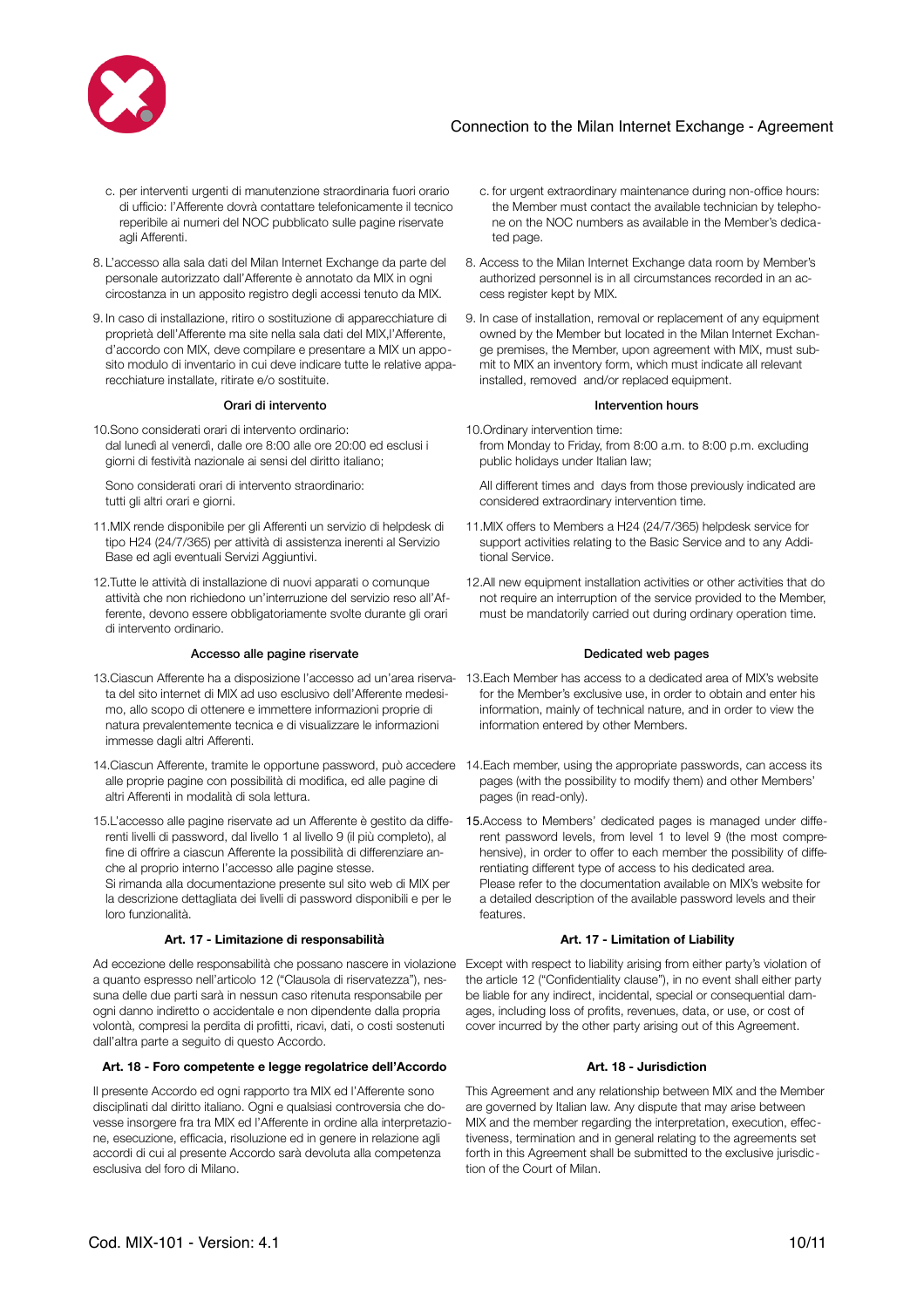c. per interventi urgenti di manutenzione straordinaria fuori orario di ufficio: l'Afferente dovrà contattare telefonicamente il tecnico reperibile ai numeri del NOC pubblicato sulle pagine riservate agli Afferenti.

8. L'accesso alla sala dati del Milan Internet Exchange da parte del personale autorizzato dall'Afferente è annotato da MIX in ogni circostanza in un apposito registro degli accessi tenuto da MIX.

9. In caso di installazione, ritiro o sostituzione di apparecchiature di proprietà dell'Afferente ma site nella sala dati del MIX,l'Afferente, d'accordo con MIX, deve compilare e presentare a MIX un apposito modulo di inventario in cui deve indicare tutte le relative apparecchiature installate, ritirate e/o sostituite.

#### Orari di intervento

10. Sono considerati orari di intervento ordinario:
dal lunedì al venerdì, dalle ore 8:00 alle ore 20:00 ed esclusi i giorni di festività nazionale ai sensi del diritto italiano;

Sono considerati orari di intervento straordinario:
tutti gli altri orari e giorni.

11. MIX rende disponibile per gli Afferenti un servizio di helpdesk di tipo H24 (24/7/365) per attività di assistenza inerenti al Servizio Base ed agli eventuali Servizi Aggiuntivi.

12. Tutte le attività di installazione di nuovi apparati o comunque attività che non richiedono un'interruzione del servizio reso all'Afferente, devono essere obbligatoriamente svolte durante gli orari di intervento ordinario.

#### Accesso alle pagine riservate

13. Ciascun Afferente ha a disposizione l'accesso ad un'area riservata del sito internet di MIX ad uso esclusivo dell'Afferente medesimo, allo scopo di ottenere e immettere informazioni proprie di natura prevalentemente tecnica e di visualizzare le informazioni immesse dagli altri Afferenti.

14. Ciascun Afferente, tramite le opportune password, può accedere alle proprie pagine con possibilità di modifica, ed alle pagine di altri Afferenti in modalità di sola lettura.

15. L'accesso alle pagine riservate ad un Afferente è gestito da differenti livelli di password, dal livello 1 al livello 9 (il più completo), al fine di offrire a ciascun Afferente la possibilità di differenziare anche al proprio interno l'accesso alle pagine stesse.
Si rimanda alla documentazione presente sul sito web di MIX per la descrizione dettagliata dei livelli di password disponibili e per le loro funzionalità.

#### Art. 17 - Limitazione di responsabilità

Ad eccezione delle responsabilità che possano nascere in violazione a quanto espresso nell'articolo 12 ("Clausola di riservatezza"), nessuna delle due parti sarà in nessun caso ritenuta responsabile per ogni danno indiretto o accidentale e non dipendente dalla propria volontà, compresi la perdita di profitti, ricavi, dati, o costi sostenuti dall'altra parte a seguito di questo Accordo.

#### Art. 18 - Foro competente e legge regolatrice dell'Accordo

Il presente Accordo ed ogni rapporto tra MIX ed l'Afferente sono disciplinati dal diritto italiano. Ogni e qualsiasi controversia che dovesse insorgere fra tra MIX ed l'Afferente in ordine alla interpretazione, esecuzione, efficacia, risoluzione ed in genere in relazione agli accordi di cui al presente Accordo sarà devoluta alla competenza esclusiva del foro di Milano.

c. for urgent extraordinary maintenance during non-office hours: the Member must contact the available technician by telephone on the NOC numbers as available in the Member's dedicated page.

8. Access to the Milan Internet Exchange data room by Member's authorized personnel is in all circumstances recorded in an access register kept by MIX.

9. In case of installation, removal or replacement of any equipment owned by the Member but located in the Milan Internet Exchange premises, the Member, upon agreement with MIX, must submit to MIX an inventory form, which must indicate all relevant installed, removed and/or replaced equipment.

#### Intervention hours

10. Ordinary intervention time:
from Monday to Friday, from 8:00 a.m. to 8:00 p.m. excluding public holidays under Italian law;

All different times and days from those previously indicated are considered extraordinary intervention time.

11. MIX offers to Members a H24 (24/7/365) helpdesk service for support activities relating to the Basic Service and to any Additional Service.

12. All new equipment installation activities or other activities that do not require an interruption of the service provided to the Member, must be mandatorily carried out during ordinary operation time.

#### Dedicated web pages

13. Each Member has access to a dedicated area of MIX's website for the Member's exclusive use, in order to obtain and enter his information, mainly of technical nature, and in order to view the information entered by other Members.

14. Each member, using the appropriate passwords, can access its pages (with the possibility to modify them) and other Members' pages (in read-only).

15. Access to Members' dedicated pages is managed under different password levels, from level 1 to level 9 (the most comprehensive), in order to offer to each member the possibility of differentiating different type of access to his dedicated area.
Please refer to the documentation available on MIX's website for a detailed description of the available password levels and their features.

#### Art. 17 - Limitation of Liability

Except with respect to liability arising from either party's violation of the article 12 ("Confidentiality clause"), in no event shall either party be liable for any indirect, incidental, special or consequential damages, including loss of profits, revenues, data, or use, or cost of cover incurred by the other party arising out of this Agreement.

#### Art. 18 - Jurisdiction

This Agreement and any relationship between MIX and the Member are governed by Italian law. Any dispute that may arise between MIX and the member regarding the interpretation, execution, effectiveness, termination and in general relating to the agreements set forth in this Agreement shall be submitted to the exclusive jurisdiction of the Court of Milan.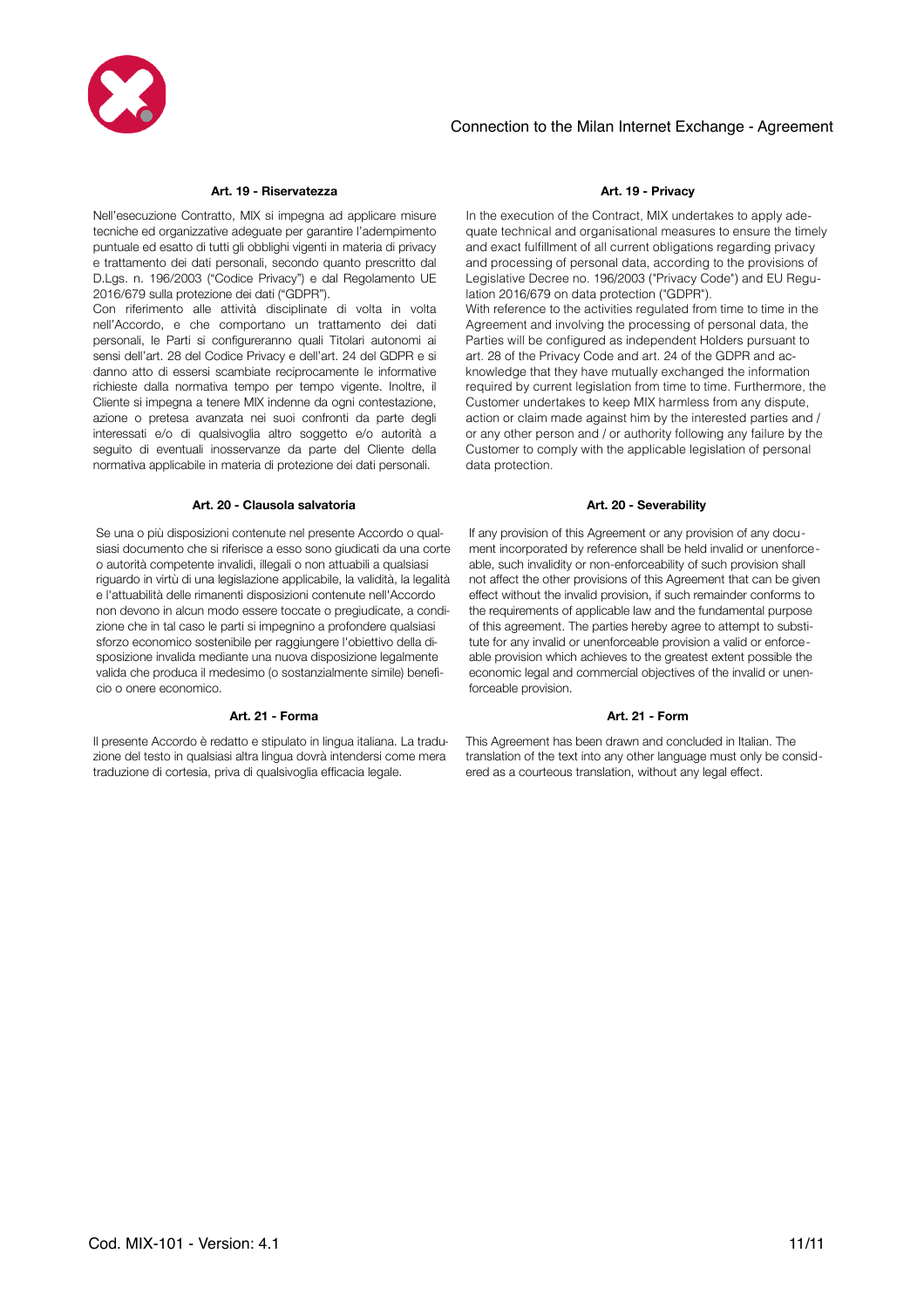### Art. 19 - Riservatezza

Nell'esecuzione Contratto, MIX si impegna ad applicare misure tecniche ed organizzative adeguate per garantire l'adempimento puntuale ed esatto di tutti gli obblighi vigenti in materia di privacy e trattamento dei dati personali, secondo quanto prescritto dal D.Lgs. n. 196/2003 ("Codice Privacy") e dal Regolamento UE 2016/679 sulla protezione dei dati ("GDPR").
Con riferimento alle attività disciplinate di volta in volta nell'Accordo, e che comportano un trattamento dei dati personali, le Parti si configureranno quali Titolari autonomi ai sensi dell'art. 28 del Codice Privacy e dell'art. 24 del GDPR e si danno atto di essersi scambiate reciprocamente le informative richieste dalla normativa tempo per tempo vigente. Inoltre, il Cliente si impegna a tenere MIX indenne da ogni contestazione, azione o pretesa avanzata nei suoi confronti da parte degli interessati e/o di qualsivoglia altro soggetto e/o autorità a seguito di eventuali inosservanze da parte del Cliente della normativa applicabile in materia di protezione dei dati personali.

### Art. 19 - Privacy

In the execution of the Contract, MIX undertakes to apply adequate technical and organisational measures to ensure the timely and exact fulfillment of all current obligations regarding privacy and processing of personal data, according to the provisions of Legislative Decree no. 196/2003 ("Privacy Code") and EU Regulation 2016/679 on data protection ("GDPR").
With reference to the activities regulated from time to time in the Agreement and involving the processing of personal data, the Parties will be configured as independent Holders pursuant to art. 28 of the Privacy Code and art. 24 of the GDPR and acknowledge that they have mutually exchanged the information required by current legislation from time to time. Furthermore, the Customer undertakes to keep MIX harmless from any dispute, action or claim made against him by the interested parties and / or any other person and / or authority following any failure by the Customer to comply with the applicable legislation of personal data protection.

### Art. 20 - Clausola salvatoria

Se una o più disposizioni contenute nel presente Accordo o qualsiasi documento che si riferisce a esso sono giudicati da una corte o autorità competente invalidi, illegali o non attuabili a qualsiasi riguardo in virtù di una legislazione applicabile, la validità, la legalità e l'attuabilità delle rimanenti disposizioni contenute nell'Accordo non devono in alcun modo essere toccate o pregiudicate, a condizione che in tal caso le parti si impegnino a profondere qualsiasi sforzo economico sostenibile per raggiungere l'obiettivo della disposizione invalida mediante una nuova disposizione legalmente valida che produca il medesimo (o sostanzialmente simile) beneficio o onere economico.

### Art. 20 - Severability

If any provision of this Agreement or any provision of any document incorporated by reference shall be held invalid or unenforceable, such invalidity or non-enforceability of such provision shall not affect the other provisions of this Agreement that can be given effect without the invalid provision, if such remainder conforms to the requirements of applicable law and the fundamental purpose of this agreement. The parties hereby agree to attempt to substitute for any invalid or unenforceable provision a valid or enforceable provision which achieves to the greatest extent possible the economic legal and commercial objectives of the invalid or unenforceable provision.

### Art. 21 - Forma

Il presente Accordo è redatto e stipulato in lingua italiana. La traduzione del testo in qualsiasi altra lingua dovrà intendersi come mera traduzione di cortesia, priva di qualsivoglia efficacia legale.

### Art. 21 - Form

This Agreement has been drawn and concluded in Italian. The translation of the text into any other language must only be considered as a courteous translation, without any legal effect.